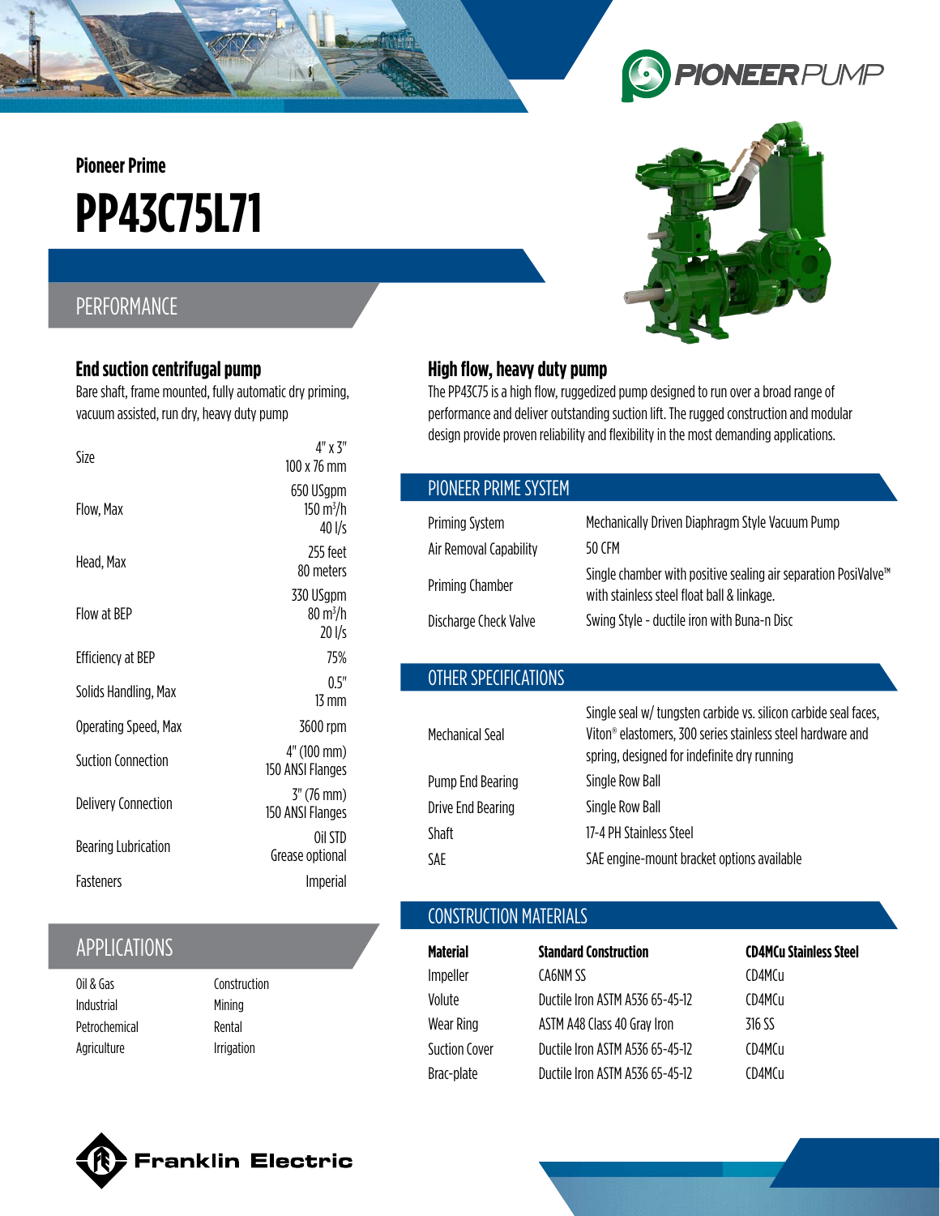Pioneer Prime

# PP43C75L71

## PERFORMANCE

### End suction centrifugal pump

Bare shaft, frame mounted, fully automatic dry priming, vacuum assisted, run dry, heavy duty pump

| | |
|---|---|
| Size | 4" x 3"<br>100 x 76 mm |
| Flow, Max | 650 USgpm<br>150 m³/h<br>40 l/s |
| Head, Max | 255 feet<br>80 meters |
| Flow at BEP | 330 USgpm<br>80 m³/h<br>20 l/s |
| Efficiency at BEP | 75% |
| Solids Handling, Max | 0.5"<br>13 mm |
| Operating Speed, Max | 3600 rpm |
| Suction Connection | 4" (100 mm)<br>150 ANSI Flanges |
| Delivery Connection | 3" (76 mm)<br>150 ANSI Flanges |
| Bearing Lubrication | Oil STD<br>Grease optional |
| Fasteners | Imperial |

## APPLICATIONS

| | |
|---|---|
| Oil & Gas | Construction |
| Industrial | Mining |
| Petrochemical | Rental |
| Agriculture | Irrigation |

### High flow, heavy duty pump

The PP43C75 is a high flow, ruggedized pump designed to run over a broad range of performance and deliver outstanding suction lift. The rugged construction and modular design provide proven reliability and flexibility in the most demanding applications.

## PIONEER PRIME SYSTEM

| | |
|---|---|
| Priming System | Mechanically Driven Diaphragm Style Vacuum Pump |
| Air Removal Capability | 50 CFM |
| Priming Chamber | Single chamber with positive sealing air separation PosiValve™ with stainless steel float ball & linkage. |
| Discharge Check Valve | Swing Style - ductile iron with Buna-n Disc |

## OTHER SPECIFICATIONS

| | |
|---|---|
| Mechanical Seal | Single seal w/ tungsten carbide vs. silicon carbide seal faces, Viton® elastomers, 300 series stainless steel hardware and spring, designed for indefinite dry running |
| Pump End Bearing | Single Row Ball |
| Drive End Bearing | Single Row Ball |
| Shaft | 17-4 PH Stainless Steel |
| SAE | SAE engine-mount bracket options available |

## CONSTRUCTION MATERIALS

| Material | Standard Construction | CD4MCu Stainless Steel |
|---|---|---|
| Impeller | CA6NM SS | CD4MCu |
| Volute | Ductile Iron ASTM A536 65-45-12 | CD4MCu |
| Wear Ring | ASTM A48 Class 40 Gray Iron | 316 SS |
| Suction Cover | Ductile Iron ASTM A536 65-45-12 | CD4MCu |
| Brac-plate | Ductile Iron ASTM A536 65-45-12 | CD4MCu |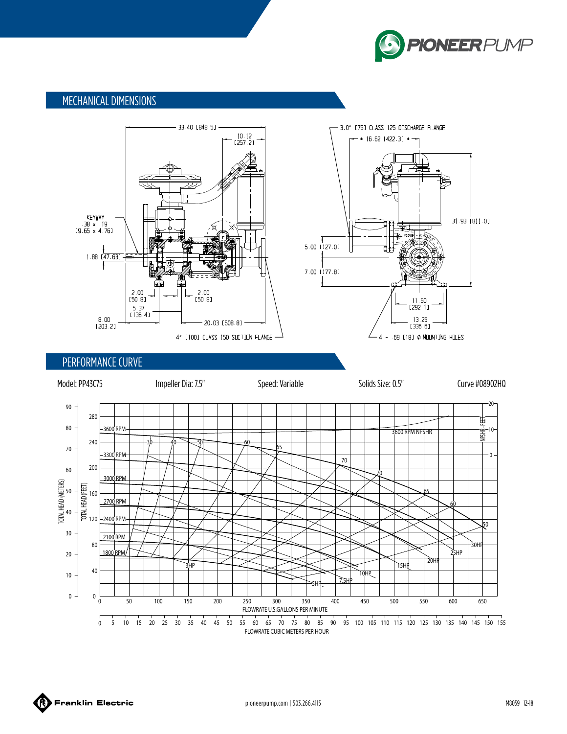## MECHANICAL DIMENSIONS

33.40 [848.5]

10.12 [257.2]

KEYWAY .38 x .19 [9.65 x 4.76]

1.88 [47.63]

2.00 [50.8]

2.00 [50.8]

5.37 [136.4]

8.00 [203.2]

20.03 [508.8]

4" [100] CLASS 150 SUCTION FLANGE

3.0" [75] CLASS 125 DISCHARGE FLANGE

* 16.62 [422.3] *

31.93 [811.0]

5.00 [127.0]

7.00 [177.8]

11.50 [292.1]

13.25 [336.6]

4 - .69 [18] Ø MOUNTING HOLES

## PERFORMANCE CURVE

Model: PP43C75

Impeller Dia: 7.5"

Speed: Variable

Solids Size: 0.5"

Curve #08902HQ

TOTAL HEAD (METERS): 0, 10, 20, 30, 40, 50, 60, 70, 80, 90

TOTAL HEAD (FEET): 0, 40, 80, 120, 160, 200, 240, 280

NPSHR - FEET: 0, 10, 20

3600 RPM, 3300 RPM, 3000 RPM, 2700 RPM, 2400 RPM, 2100 RPM, 1800 RPM

3600 RPM NPSHR

30, 40, 50, 60, 65, 70, 70, 65, 60, 50

3HP, 5HP, 7.5HP, 10HP, 15HP, 20HP, 25HP, 30HP

FLOWRATE U.S.GALLONS PER MINUTE: 0, 50, 100, 150, 200, 250, 300, 350, 400, 450, 500, 550, 600, 650

FLOWRATE CUBIC METERS PER HOUR: 0, 5, 10, 15, 20, 25, 30, 35, 40, 45, 50, 55, 60, 65, 70, 75, 80, 85, 90, 95, 100, 105, 110, 115, 120, 125, 130, 135, 140, 145, 150, 155

pioneerpump.com | 503.266.4115

M8059 12-18